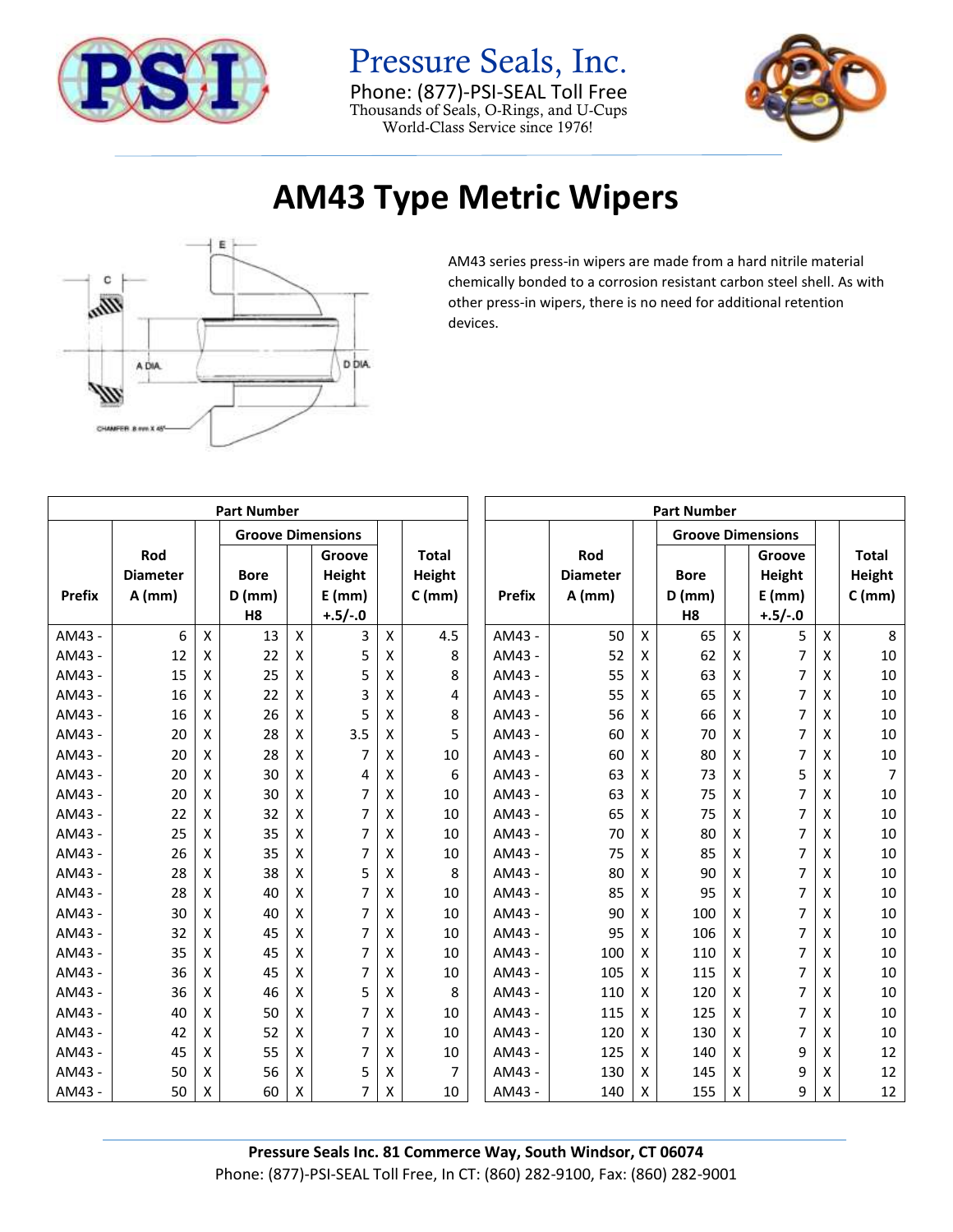# Pressure Seals, Inc.

Phone: (877)-PSI-SEAL Toll Free
Thousands of Seals, O-Rings, and U-Cups
World-Class Service since 1976!

# AM43 Type Metric Wipers

AM43 series press-in wipers are made from a hard nitrile material chemically bonded to a corrosion resistant carbon steel shell. As with other press-in wipers, there is no need for additional retention devices.

| Part Number | | | | | | | |
|---|---|---|---|---|---|---|---|
| | | | Groove Dimensions | | | | |
| Prefix | Rod Diameter A (mm) | | Bore D (mm) H8 | | Groove Height E (mm) +.5/-.0 | | Total Height C (mm) |
| AM43 - | 6 | X | 13 | X | 3 | X | 4.5 |
| AM43 - | 12 | X | 22 | X | 5 | X | 8 |
| AM43 - | 15 | X | 25 | X | 5 | X | 8 |
| AM43 - | 16 | X | 22 | X | 3 | X | 4 |
| AM43 - | 16 | X | 26 | X | 5 | X | 8 |
| AM43 - | 20 | X | 28 | X | 3.5 | X | 5 |
| AM43 - | 20 | X | 28 | X | 7 | X | 10 |
| AM43 - | 20 | X | 30 | X | 4 | X | 6 |
| AM43 - | 20 | X | 30 | X | 7 | X | 10 |
| AM43 - | 22 | X | 32 | X | 7 | X | 10 |
| AM43 - | 25 | X | 35 | X | 7 | X | 10 |
| AM43 - | 26 | X | 35 | X | 7 | X | 10 |
| AM43 - | 28 | X | 38 | X | 5 | X | 8 |
| AM43 - | 28 | X | 40 | X | 7 | X | 10 |
| AM43 - | 30 | X | 40 | X | 7 | X | 10 |
| AM43 - | 32 | X | 45 | X | 7 | X | 10 |
| AM43 - | 35 | X | 45 | X | 7 | X | 10 |
| AM43 - | 36 | X | 45 | X | 7 | X | 10 |
| AM43 - | 36 | X | 46 | X | 5 | X | 8 |
| AM43 - | 40 | X | 50 | X | 7 | X | 10 |
| AM43 - | 42 | X | 52 | X | 7 | X | 10 |
| AM43 - | 45 | X | 55 | X | 7 | X | 10 |
| AM43 - | 50 | X | 56 | X | 5 | X | 7 |
| AM43 - | 50 | X | 60 | X | 7 | X | 10 |
| AM43 - | 50 | X | 65 | X | 5 | X | 8 |
| AM43 - | 52 | X | 62 | X | 7 | X | 10 |
| AM43 - | 55 | X | 63 | X | 7 | X | 10 |
| AM43 - | 55 | X | 65 | X | 7 | X | 10 |
| AM43 - | 56 | X | 66 | X | 7 | X | 10 |
| AM43 - | 60 | X | 70 | X | 7 | X | 10 |
| AM43 - | 60 | X | 80 | X | 7 | X | 10 |
| AM43 - | 63 | X | 73 | X | 5 | X | 7 |
| AM43 - | 63 | X | 75 | X | 7 | X | 10 |
| AM43 - | 65 | X | 75 | X | 7 | X | 10 |
| AM43 - | 70 | X | 80 | X | 7 | X | 10 |
| AM43 - | 75 | X | 85 | X | 7 | X | 10 |
| AM43 - | 80 | X | 90 | X | 7 | X | 10 |
| AM43 - | 85 | X | 95 | X | 7 | X | 10 |
| AM43 - | 90 | X | 100 | X | 7 | X | 10 |
| AM43 - | 95 | X | 106 | X | 7 | X | 10 |
| AM43 - | 100 | X | 110 | X | 7 | X | 10 |
| AM43 - | 105 | X | 115 | X | 7 | X | 10 |
| AM43 - | 110 | X | 120 | X | 7 | X | 10 |
| AM43 - | 115 | X | 125 | X | 7 | X | 10 |
| AM43 - | 120 | X | 130 | X | 7 | X | 10 |
| AM43 - | 125 | X | 140 | X | 9 | X | 12 |
| AM43 - | 130 | X | 145 | X | 9 | X | 12 |
| AM43 - | 140 | X | 155 | X | 9 | X | 12 |

**Pressure Seals Inc. 81 Commerce Way, South Windsor, CT 06074**
Phone: (877)-PSI-SEAL Toll Free, In CT: (860) 282-9100, Fax: (860) 282-9001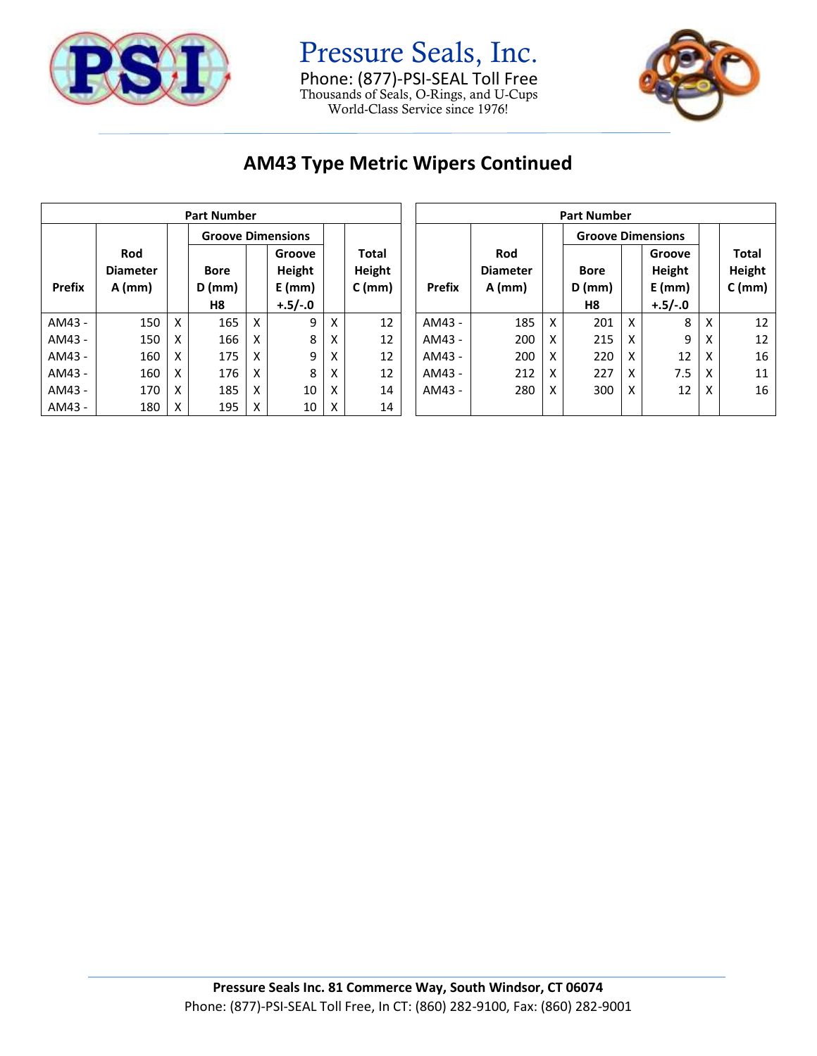# Pressure Seals, Inc.

Phone: (877)-PSI-SEAL Toll Free
Thousands of Seals, O-Rings, and U-Cups
World-Class Service since 1976!

## AM43 Type Metric Wipers Continued

| Part Number | | | | | | | |
|---|---|---|---|---|---|---|---|
| | | | Groove Dimensions | | | | |
| Prefix | Rod Diameter A (mm) | | Bore D (mm) H8 | | Groove Height E (mm) +.5/-.0 | | Total Height C (mm) |
| AM43 - | 150 | X | 165 | X | 9 | X | 12 |
| AM43 - | 150 | X | 166 | X | 8 | X | 12 |
| AM43 - | 160 | X | 175 | X | 9 | X | 12 |
| AM43 - | 160 | X | 176 | X | 8 | X | 12 |
| AM43 - | 170 | X | 185 | X | 10 | X | 14 |
| AM43 - | 180 | X | 195 | X | 10 | X | 14 |

| Part Number | | | | | | | |
|---|---|---|---|---|---|---|---|
| | | | Groove Dimensions | | | | |
| Prefix | Rod Diameter A (mm) | | Bore D (mm) H8 | | Groove Height E (mm) +.5/-.0 | | Total Height C (mm) |
| AM43 - | 185 | X | 201 | X | 8 | X | 12 |
| AM43 - | 200 | X | 215 | X | 9 | X | 12 |
| AM43 - | 200 | X | 220 | X | 12 | X | 16 |
| AM43 - | 212 | X | 227 | X | 7.5 | X | 11 |
| AM43 - | 280 | X | 300 | X | 12 | X | 16 |

**Pressure Seals Inc. 81 Commerce Way, South Windsor, CT 06074**
Phone: (877)-PSI-SEAL Toll Free, In CT: (860) 282-9100, Fax: (860) 282-9001